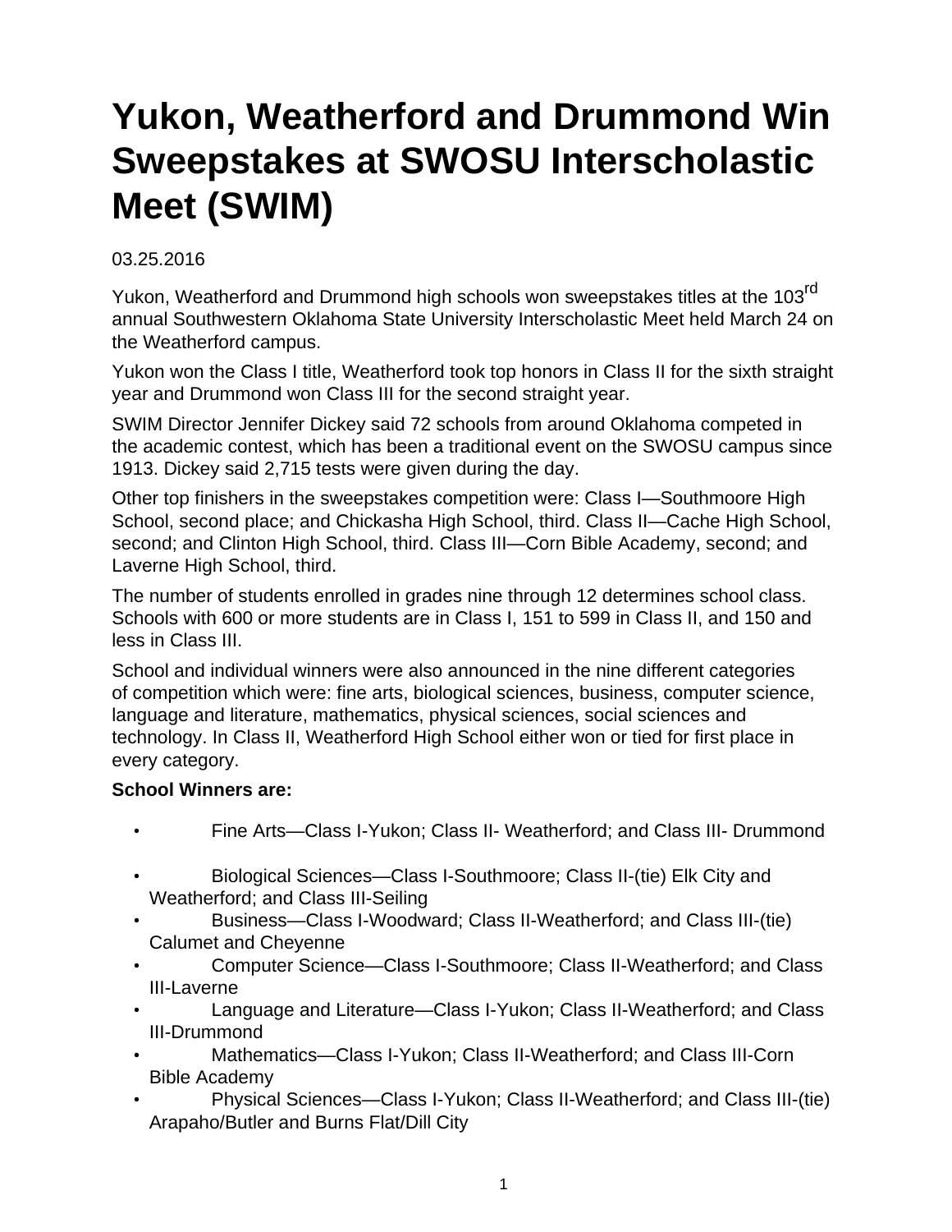# Yukon, Weatherford and Drummond Win Sweepstakes at SWOSU Interscholastic Meet (SWIM)

03.25.2016

Yukon, Weatherford and Drummond high schools won sweepstakes titles at the 103rd annual Southwestern Oklahoma State University Interscholastic Meet held March 24 on the Weatherford campus.

Yukon won the Class I title, Weatherford took top honors in Class II for the sixth straight year and Drummond won Class III for the second straight year.

SWIM Director Jennifer Dickey said 72 schools from around Oklahoma competed in the academic contest, which has been a traditional event on the SWOSU campus since 1913. Dickey said 2,715 tests were given during the day.

Other top finishers in the sweepstakes competition were: Class I—Southmoore High School, second place; and Chickasha High School, third. Class II—Cache High School, second; and Clinton High School, third. Class III—Corn Bible Academy, second; and Laverne High School, third.

The number of students enrolled in grades nine through 12 determines school class. Schools with 600 or more students are in Class I, 151 to 599 in Class II, and 150 and less in Class III.

School and individual winners were also announced in the nine different categories of competition which were: fine arts, biological sciences, business, computer science, language and literature, mathematics, physical sciences, social sciences and technology. In Class II, Weatherford High School either won or tied for first place in every category.

**School Winners are:**

- Fine Arts—Class I-Yukon; Class II- Weatherford; and Class III- Drummond
- Biological Sciences—Class I-Southmoore; Class II-(tie) Elk City and Weatherford; and Class III-Seiling
- Business—Class I-Woodward; Class II-Weatherford; and Class III-(tie) Calumet and Cheyenne
- Computer Science—Class I-Southmoore; Class II-Weatherford; and Class III-Laverne
- Language and Literature—Class I-Yukon; Class II-Weatherford; and Class III-Drummond
- Mathematics—Class I-Yukon; Class II-Weatherford; and Class III-Corn Bible Academy
- Physical Sciences—Class I-Yukon; Class II-Weatherford; and Class III-(tie) Arapaho/Butler and Burns Flat/Dill City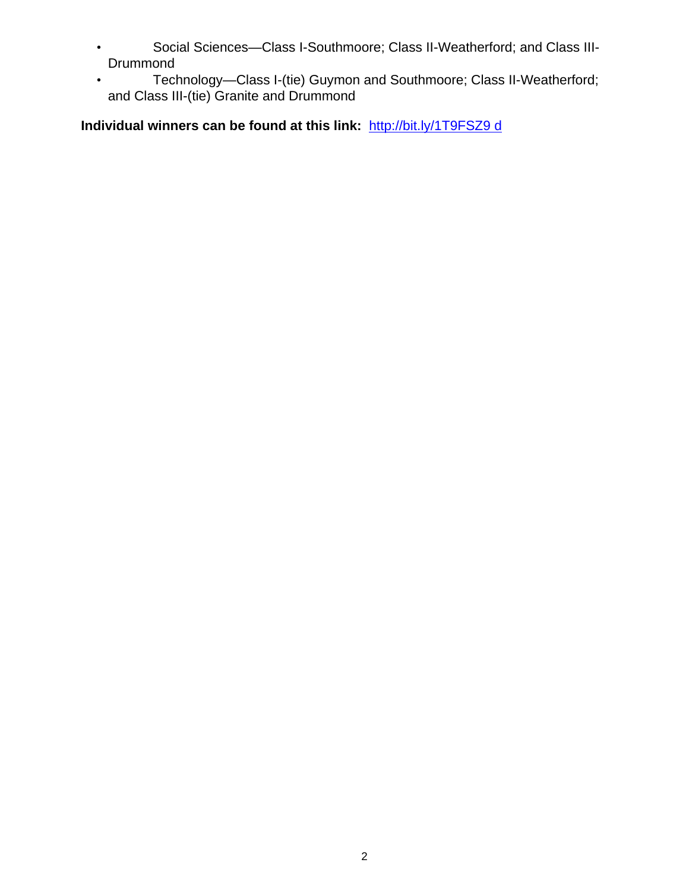- Social Sciences—Class I-Southmoore; Class II-Weatherford; and Class III-Drummond
- Technology—Class I-(tie) Guymon and Southmoore; Class II-Weatherford; and Class III-(tie) Granite and Drummond

**Individual winners can be found at this link:** http://bit.ly/1T9FSZ9 d